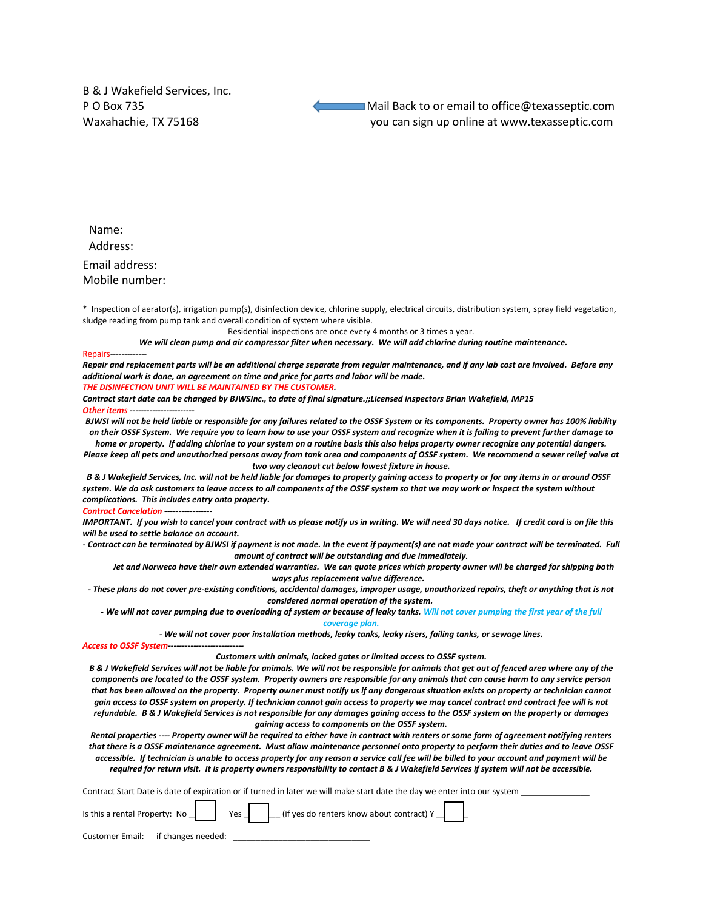B & J Wakefield Services, Inc.
P O Box 735
Waxahachie, TX 75168

Mail Back to or email to office@texasseptic.com
you can sign up online at www.texasseptic.com

Name:
Address:

Email address:
Mobile number:

\* Inspection of aerator(s), irrigation pump(s), disinfection device, chlorine supply, electrical circuits, distribution system, spray field vegetation, sludge reading from pump tank and overall condition of system where visible.

Residential inspections are once every 4 months or 3 times a year.

***We will clean pump and air compressor filter when necessary. We will add chlorine during routine maintenance.***

Repairs-------------

***Repair and replacement parts will be an additional charge separate from regular maintenance, and if any lab cost are involved. Before any additional work is done, an agreement on time and price for parts and labor will be made.***

***THE DISINFECTION UNIT WILL BE MAINTAINED BY THE CUSTOMER.***

***Contract start date can be changed by BJWSInc., to date of final signature.;;Licensed inspectors Brian Wakefield, MP15***

***Other items -----------------------***

***BJWSI will not be held liable or responsible for any failures related to the OSSF System or its components. Property owner has 100% liability on their OSSF System. We require you to learn how to use your OSSF system and recognize when it is failing to prevent further damage to home or property. If adding chlorine to your system on a routine basis this also helps property owner recognize any potential dangers. Please keep all pets and unauthorized persons away from tank area and components of OSSF system. We recommend a sewer relief valve at two way cleanout cut below lowest fixture in house.***

***B & J Wakefield Services, Inc. will not be held liable for damages to property gaining access to property or for any items in or around OSSF system. We do ask customers to leave access to all components of the OSSF system so that we may work or inspect the system without complications. This includes entry onto property.***

***Contract Cancelation -----------------***

***IMPORTANT. If you wish to cancel your contract with us please notify us in writing. We will need 30 days notice. If credit card is on file this will be used to settle balance on account.***

***- Contract can be terminated by BJWSI if payment is not made. In the event if payment(s) are not made your contract will be terminated. Full amount of contract will be outstanding and due immediately.***

***Jet and Norweco have their own extended warranties. We can quote prices which property owner will be charged for shipping both ways plus replacement value difference.***

***- These plans do not cover pre-existing conditions, accidental damages, improper usage, unauthorized repairs, theft or anything that is not considered normal operation of the system.***

***- We will not cover pumping due to overloading of system or because of leaky tanks. Will not cover pumping the first year of the full coverage plan.***

***- We will not cover poor installation methods, leaky tanks, leaky risers, failing tanks, or sewage lines.***

***Access to OSSF System---------------------------***

***Customers with animals, locked gates or limited access to OSSF system.***

***B & J Wakefield Services will not be liable for animals. We will not be responsible for animals that get out of fenced area where any of the components are located to the OSSF system. Property owners are responsible for any animals that can cause harm to any service person that has been allowed on the property. Property owner must notify us if any dangerous situation exists on property or technician cannot gain access to OSSF system on property. If technician cannot gain access to property we may cancel contract and contract fee will is not refundable. B & J Wakefield Services is not responsible for any damages gaining access to the OSSF system on the property or damages gaining access to components on the OSSF system.***

***Rental properties ---- Property owner will be required to either have in contract with renters or some form of agreement notifying renters that there is a OSSF maintenance agreement. Must allow maintenance personnel onto property to perform their duties and to leave OSSF accessible. If technician is unable to access property for any reason a service call fee will be billed to your account and payment will be required for return visit. It is property owners responsibility to contact B & J Wakefield Services if system will not be accessible.***

Contract Start Date is date of expiration or if turned in later we will make start date the day we enter into our system _______________

Is this a rental Property: No ☐ Yes ☐ (if yes do renters know about contract) Y ☐

Customer Email: if changes needed: ______________________________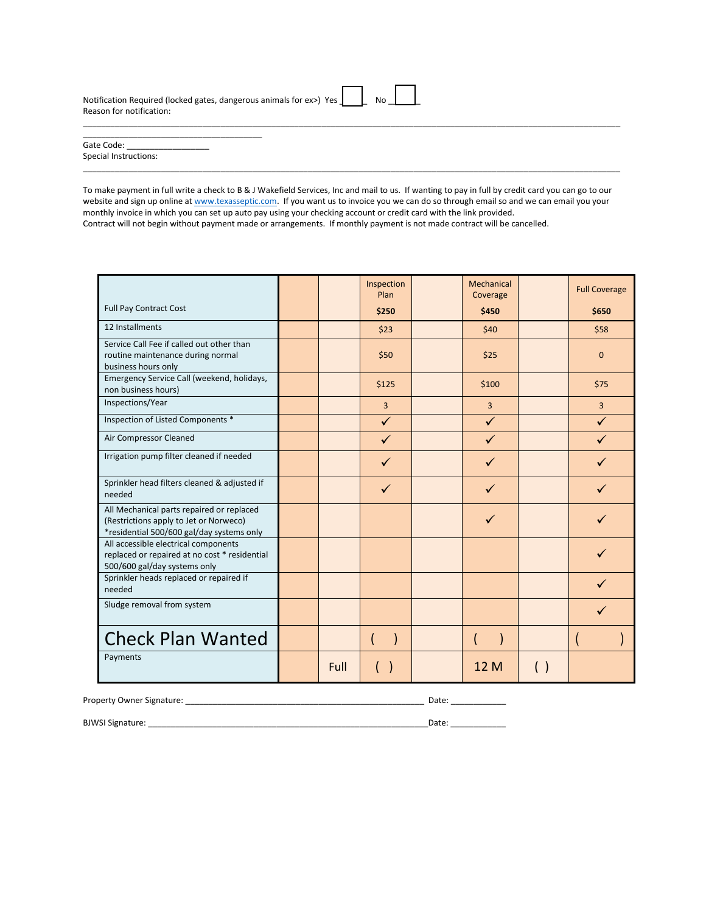Notification Required (locked gates, dangerous animals for ex>) Yes ☐ No ☐
Reason for notification:

_______________________________________________________________________________________________________________
_______________________________________

Gate Code: __________________
Special Instructions:

_______________________________________________________________________________________________________________

To make payment in full write a check to B & J Wakefield Services, Inc and mail to us. If wanting to pay in full by credit card you can go to our website and sign up online at www.texasseptic.com. If you want us to invoice you we can do so through email so and we can email you your monthly invoice in which you can set up auto pay using your checking account or credit card with the link provided.
Contract will not begin without payment made or arrangements. If monthly payment is not made contract will be cancelled.

| Full Pay Contract Cost | | | Inspection Plan **$250** | | Mechanical Coverage **$450** | | Full Coverage **$650** |
|---|---|---|---|---|---|---|---|
| 12 Installments | | | $23 | | $40 | | $58 |
| Service Call Fee if called out other than routine maintenance during normal business hours only | | | $50 | | $25 | | 0 |
| Emergency Service Call (weekend, holidays, non business hours) | | | $125 | | $100 | | $75 |
| Inspections/Year | | | 3 | | 3 | | 3 |
| Inspection of Listed Components * | | | ✓ | | ✓ | | ✓ |
| Air Compressor Cleaned | | | ✓ | | ✓ | | ✓ |
| Irrigation pump filter cleaned if needed | | | ✓ | | ✓ | | ✓ |
| Sprinkler head filters cleaned & adjusted if needed | | | ✓ | | ✓ | | ✓ |
| All Mechanical parts repaired or replaced (Restrictions apply to Jet or Norweco) *residential 500/600 gal/day systems only | | | | | ✓ | | ✓ |
| All accessible electrical components replaced or repaired at no cost * residential 500/600 gal/day systems only | | | | | | | ✓ |
| Sprinkler heads replaced or repaired if needed | | | | | | | ✓ |
| Sludge removal from system | | | | | | | ✓ |
| Check Plan Wanted | | | ( ) | | ( ) | | ( ) |
| Payments | | Full | ( ) | | 12 M | ( ) | |

Property Owner Signature: ____________________________________________________ Date: ____________

BJWSI Signature: ______________________________________________________________Date: ____________